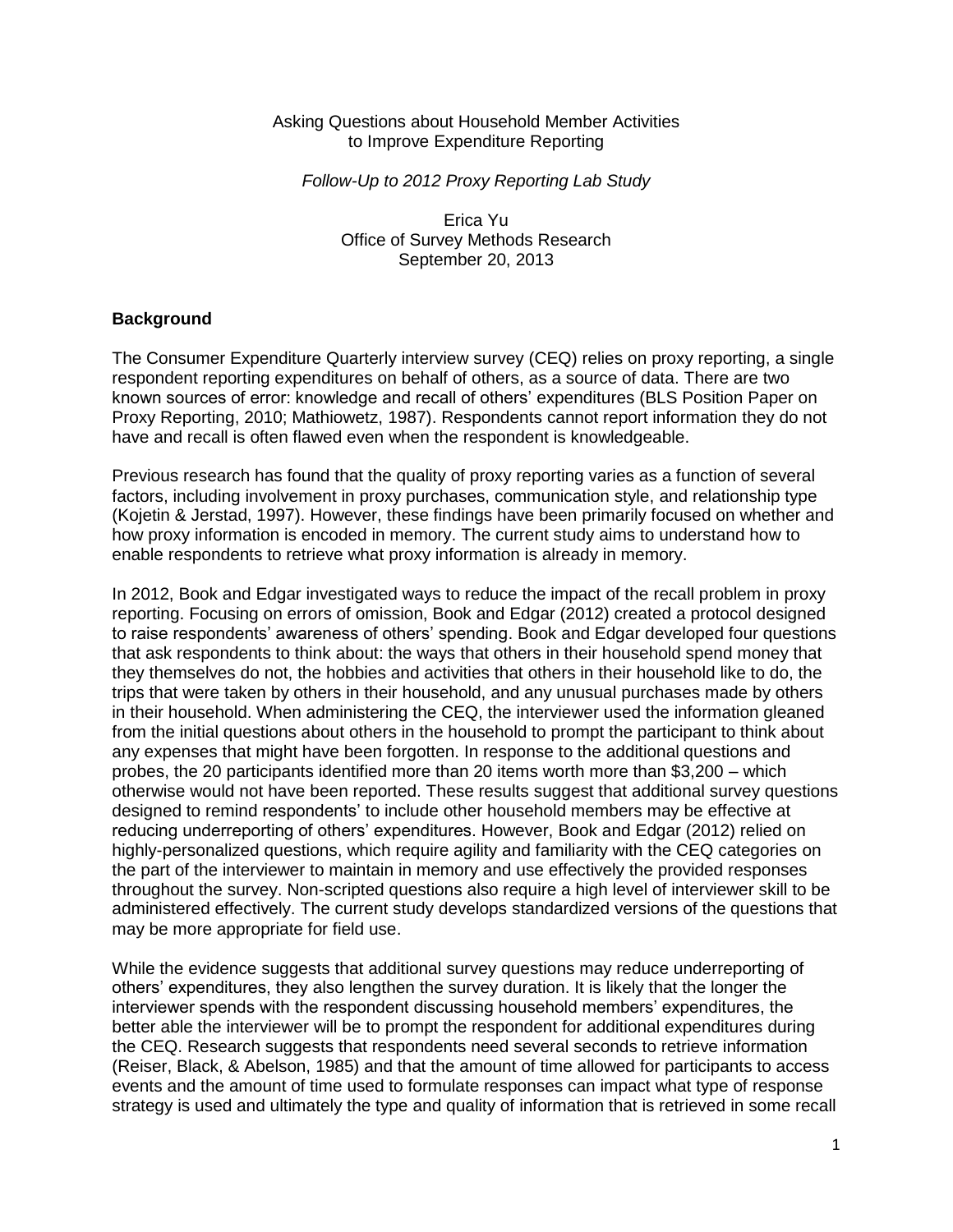Asking Questions about Household Member Activities
to Improve Expenditure Reporting

*Follow-Up to 2012 Proxy Reporting Lab Study*

Erica Yu
Office of Survey Methods Research
September 20, 2013

## Background

The Consumer Expenditure Quarterly interview survey (CEQ) relies on proxy reporting, a single respondent reporting expenditures on behalf of others, as a source of data. There are two known sources of error: knowledge and recall of others' expenditures (BLS Position Paper on Proxy Reporting, 2010; Mathiowetz, 1987). Respondents cannot report information they do not have and recall is often flawed even when the respondent is knowledgeable.

Previous research has found that the quality of proxy reporting varies as a function of several factors, including involvement in proxy purchases, communication style, and relationship type (Kojetin & Jerstad, 1997). However, these findings have been primarily focused on whether and how proxy information is encoded in memory. The current study aims to understand how to enable respondents to retrieve what proxy information is already in memory.

In 2012, Book and Edgar investigated ways to reduce the impact of the recall problem in proxy reporting. Focusing on errors of omission, Book and Edgar (2012) created a protocol designed to raise respondents' awareness of others' spending. Book and Edgar developed four questions that ask respondents to think about: the ways that others in their household spend money that they themselves do not, the hobbies and activities that others in their household like to do, the trips that were taken by others in their household, and any unusual purchases made by others in their household. When administering the CEQ, the interviewer used the information gleaned from the initial questions about others in the household to prompt the participant to think about any expenses that might have been forgotten. In response to the additional questions and probes, the 20 participants identified more than 20 items worth more than $3,200 – which otherwise would not have been reported. These results suggest that additional survey questions designed to remind respondents' to include other household members may be effective at reducing underreporting of others' expenditures. However, Book and Edgar (2012) relied on highly-personalized questions, which require agility and familiarity with the CEQ categories on the part of the interviewer to maintain in memory and use effectively the provided responses throughout the survey. Non-scripted questions also require a high level of interviewer skill to be administered effectively. The current study develops standardized versions of the questions that may be more appropriate for field use.

While the evidence suggests that additional survey questions may reduce underreporting of others' expenditures, they also lengthen the survey duration. It is likely that the longer the interviewer spends with the respondent discussing household members' expenditures, the better able the interviewer will be to prompt the respondent for additional expenditures during the CEQ. Research suggests that respondents need several seconds to retrieve information (Reiser, Black, & Abelson, 1985) and that the amount of time allowed for participants to access events and the amount of time used to formulate responses can impact what type of response strategy is used and ultimately the type and quality of information that is retrieved in some recall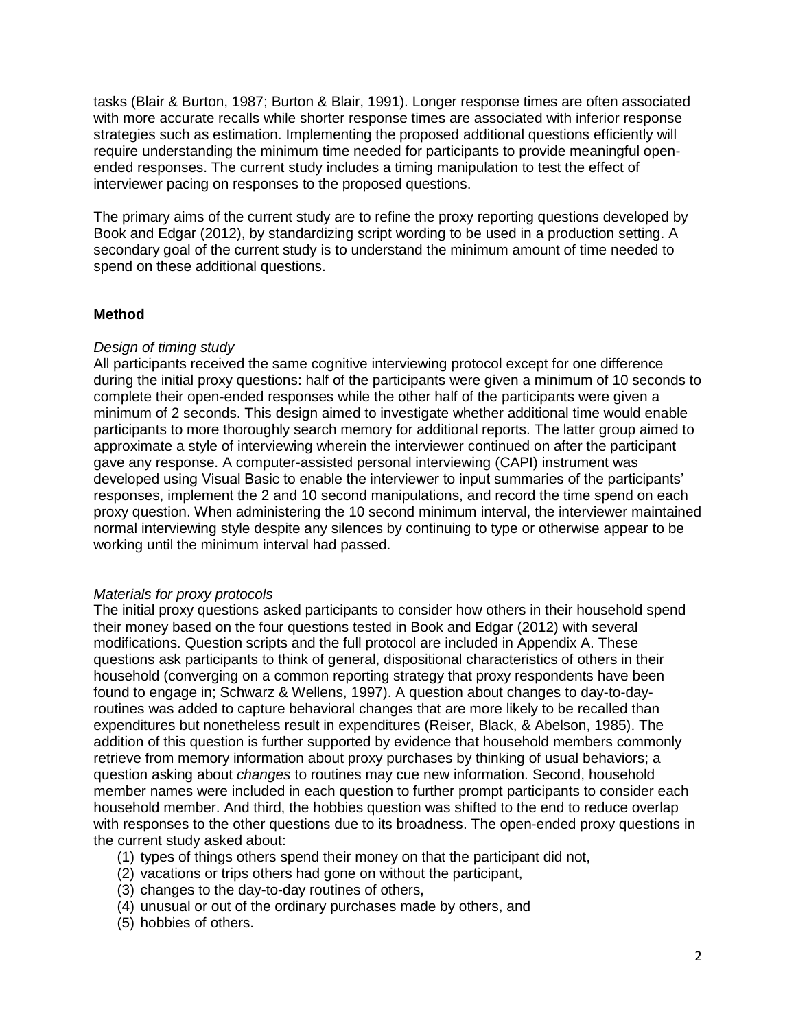tasks (Blair & Burton, 1987; Burton & Blair, 1991). Longer response times are often associated with more accurate recalls while shorter response times are associated with inferior response strategies such as estimation. Implementing the proposed additional questions efficiently will require understanding the minimum time needed for participants to provide meaningful open-ended responses. The current study includes a timing manipulation to test the effect of interviewer pacing on responses to the proposed questions.

The primary aims of the current study are to refine the proxy reporting questions developed by Book and Edgar (2012), by standardizing script wording to be used in a production setting. A secondary goal of the current study is to understand the minimum amount of time needed to spend on these additional questions.

## Method

*Design of timing study*

All participants received the same cognitive interviewing protocol except for one difference during the initial proxy questions: half of the participants were given a minimum of 10 seconds to complete their open-ended responses while the other half of the participants were given a minimum of 2 seconds. This design aimed to investigate whether additional time would enable participants to more thoroughly search memory for additional reports. The latter group aimed to approximate a style of interviewing wherein the interviewer continued on after the participant gave any response. A computer-assisted personal interviewing (CAPI) instrument was developed using Visual Basic to enable the interviewer to input summaries of the participants' responses, implement the 2 and 10 second manipulations, and record the time spend on each proxy question. When administering the 10 second minimum interval, the interviewer maintained normal interviewing style despite any silences by continuing to type or otherwise appear to be working until the minimum interval had passed.

*Materials for proxy protocols*

The initial proxy questions asked participants to consider how others in their household spend their money based on the four questions tested in Book and Edgar (2012) with several modifications. Question scripts and the full protocol are included in Appendix A. These questions ask participants to think of general, dispositional characteristics of others in their household (converging on a common reporting strategy that proxy respondents have been found to engage in; Schwarz & Wellens, 1997). A question about changes to day-to-day-routines was added to capture behavioral changes that are more likely to be recalled than expenditures but nonetheless result in expenditures (Reiser, Black, & Abelson, 1985). The addition of this question is further supported by evidence that household members commonly retrieve from memory information about proxy purchases by thinking of usual behaviors; a question asking about *changes* to routines may cue new information. Second, household member names were included in each question to further prompt participants to consider each household member. And third, the hobbies question was shifted to the end to reduce overlap with responses to the other questions due to its broadness. The open-ended proxy questions in the current study asked about:

(1) types of things others spend their money on that the participant did not,
(2) vacations or trips others had gone on without the participant,
(3) changes to the day-to-day routines of others,
(4) unusual or out of the ordinary purchases made by others, and
(5) hobbies of others.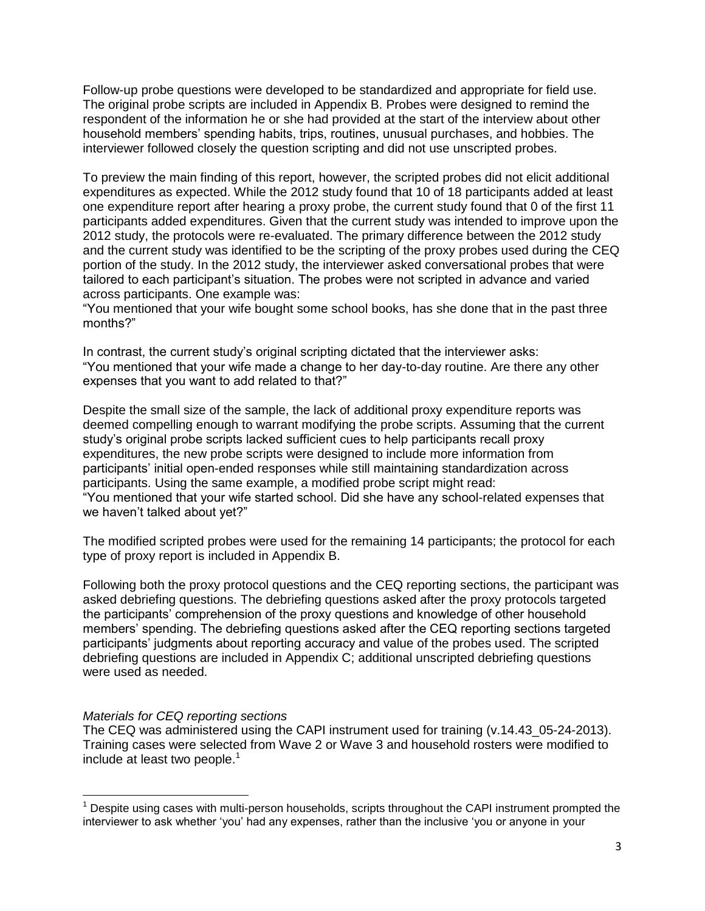Follow-up probe questions were developed to be standardized and appropriate for field use. The original probe scripts are included in Appendix B. Probes were designed to remind the respondent of the information he or she had provided at the start of the interview about other household members' spending habits, trips, routines, unusual purchases, and hobbies. The interviewer followed closely the question scripting and did not use unscripted probes.

To preview the main finding of this report, however, the scripted probes did not elicit additional expenditures as expected. While the 2012 study found that 10 of 18 participants added at least one expenditure report after hearing a proxy probe, the current study found that 0 of the first 11 participants added expenditures. Given that the current study was intended to improve upon the 2012 study, the protocols were re-evaluated. The primary difference between the 2012 study and the current study was identified to be the scripting of the proxy probes used during the CEQ portion of the study. In the 2012 study, the interviewer asked conversational probes that were tailored to each participant's situation. The probes were not scripted in advance and varied across participants. One example was:
"You mentioned that your wife bought some school books, has she done that in the past three months?"

In contrast, the current study's original scripting dictated that the interviewer asks:
"You mentioned that your wife made a change to her day-to-day routine. Are there any other expenses that you want to add related to that?"

Despite the small size of the sample, the lack of additional proxy expenditure reports was deemed compelling enough to warrant modifying the probe scripts. Assuming that the current study's original probe scripts lacked sufficient cues to help participants recall proxy expenditures, the new probe scripts were designed to include more information from participants' initial open-ended responses while still maintaining standardization across participants. Using the same example, a modified probe script might read:
"You mentioned that your wife started school. Did she have any school-related expenses that we haven't talked about yet?"

The modified scripted probes were used for the remaining 14 participants; the protocol for each type of proxy report is included in Appendix B.

Following both the proxy protocol questions and the CEQ reporting sections, the participant was asked debriefing questions. The debriefing questions asked after the proxy protocols targeted the participants' comprehension of the proxy questions and knowledge of other household members' spending. The debriefing questions asked after the CEQ reporting sections targeted participants' judgments about reporting accuracy and value of the probes used. The scripted debriefing questions are included in Appendix C; additional unscripted debriefing questions were used as needed.

*Materials for CEQ reporting sections*

The CEQ was administered using the CAPI instrument used for training (v.14.43_05-24-2013). Training cases were selected from Wave 2 or Wave 3 and household rosters were modified to include at least two people.[1]

[1] Despite using cases with multi-person households, scripts throughout the CAPI instrument prompted the interviewer to ask whether 'you' had any expenses, rather than the inclusive 'you or anyone in your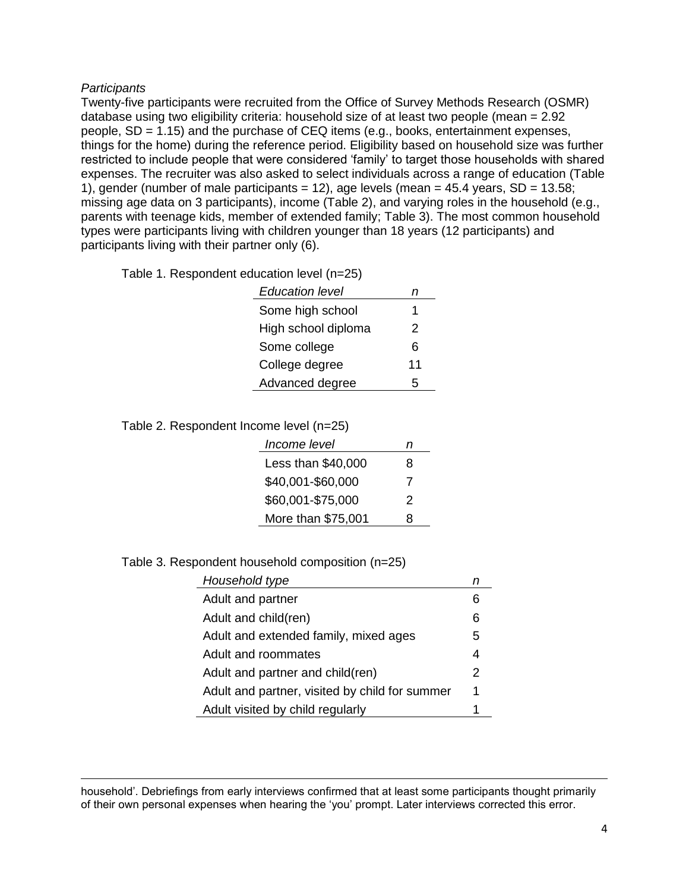*Participants*

Twenty-five participants were recruited from the Office of Survey Methods Research (OSMR) database using two eligibility criteria: household size of at least two people (mean = 2.92 people, SD = 1.15) and the purchase of CEQ items (e.g., books, entertainment expenses, things for the home) during the reference period. Eligibility based on household size was further restricted to include people that were considered 'family' to target those households with shared expenses. The recruiter was also asked to select individuals across a range of education (Table 1), gender (number of male participants = 12), age levels (mean = 45.4 years, SD = 13.58; missing age data on 3 participants), income (Table 2), and varying roles in the household (e.g., parents with teenage kids, member of extended family; Table 3). The most common household types were participants living with children younger than 18 years (12 participants) and participants living with their partner only (6).

Table 1. Respondent education level (n=25)

| *Education level* | *n* |
|---|---|
| Some high school | 1 |
| High school diploma | 2 |
| Some college | 6 |
| College degree | 11 |
| Advanced degree | 5 |

Table 2. Respondent Income level (n=25)

| *Income level* | *n* |
|---|---|
| Less than $40,000 | 8 |
| $40,001-$60,000 | 7 |
| $60,001-$75,000 | 2 |
| More than $75,001 | 8 |

Table 3. Respondent household composition (n=25)

| *Household type* | *n* |
|---|---|
| Adult and partner | 6 |
| Adult and child(ren) | 6 |
| Adult and extended family, mixed ages | 5 |
| Adult and roommates | 4 |
| Adult and partner and child(ren) | 2 |
| Adult and partner, visited by child for summer | 1 |
| Adult visited by child regularly | 1 |

---

household'. Debriefings from early interviews confirmed that at least some participants thought primarily of their own personal expenses when hearing the 'you' prompt. Later interviews corrected this error.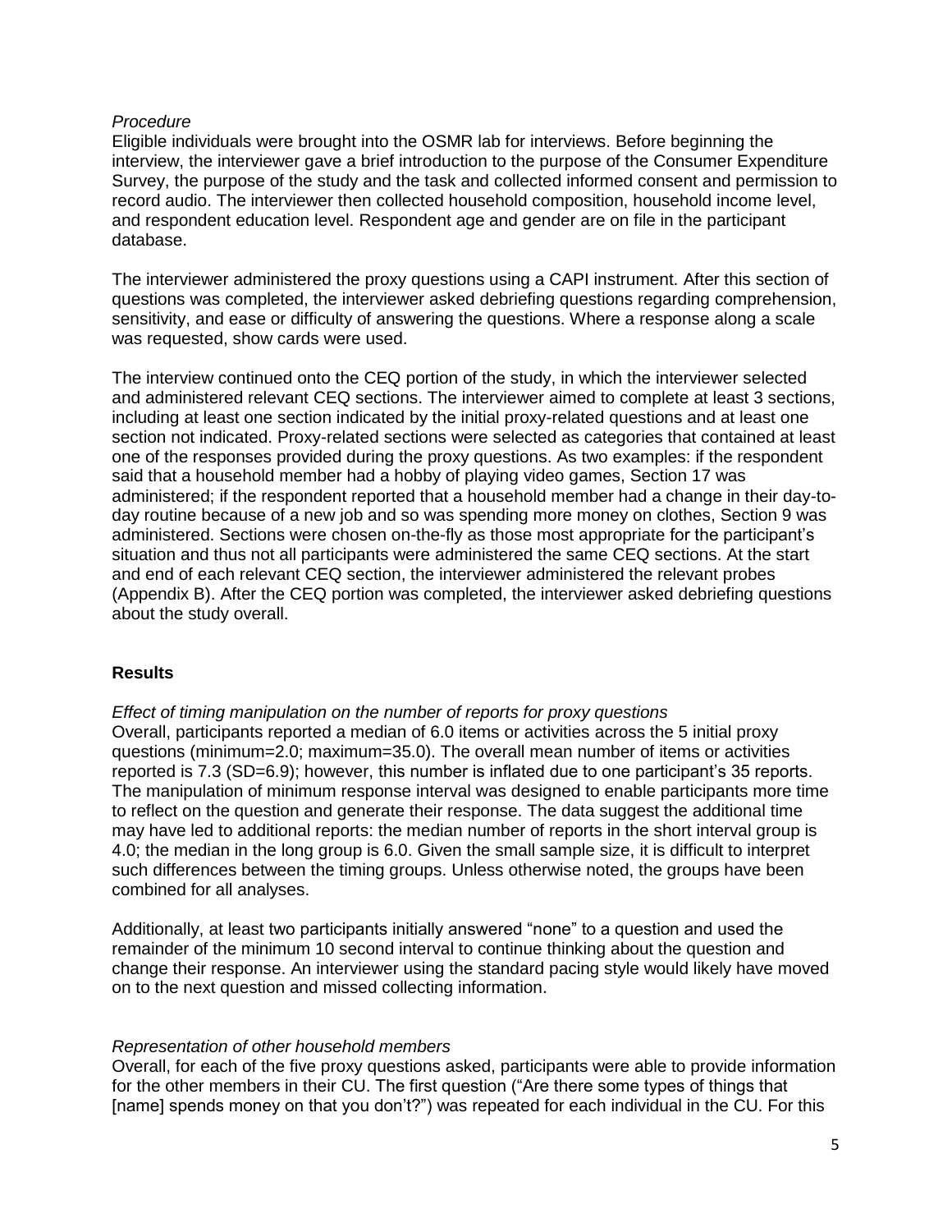*Procedure*
Eligible individuals were brought into the OSMR lab for interviews. Before beginning the interview, the interviewer gave a brief introduction to the purpose of the Consumer Expenditure Survey, the purpose of the study and the task and collected informed consent and permission to record audio. The interviewer then collected household composition, household income level, and respondent education level. Respondent age and gender are on file in the participant database.

The interviewer administered the proxy questions using a CAPI instrument. After this section of questions was completed, the interviewer asked debriefing questions regarding comprehension, sensitivity, and ease or difficulty of answering the questions. Where a response along a scale was requested, show cards were used.

The interview continued onto the CEQ portion of the study, in which the interviewer selected and administered relevant CEQ sections. The interviewer aimed to complete at least 3 sections, including at least one section indicated by the initial proxy-related questions and at least one section not indicated. Proxy-related sections were selected as categories that contained at least one of the responses provided during the proxy questions. As two examples: if the respondent said that a household member had a hobby of playing video games, Section 17 was administered; if the respondent reported that a household member had a change in their day-to-day routine because of a new job and so was spending more money on clothes, Section 9 was administered. Sections were chosen on-the-fly as those most appropriate for the participant's situation and thus not all participants were administered the same CEQ sections. At the start and end of each relevant CEQ section, the interviewer administered the relevant probes (Appendix B). After the CEQ portion was completed, the interviewer asked debriefing questions about the study overall.

## Results

*Effect of timing manipulation on the number of reports for proxy questions*
Overall, participants reported a median of 6.0 items or activities across the 5 initial proxy questions (minimum=2.0; maximum=35.0). The overall mean number of items or activities reported is 7.3 (SD=6.9); however, this number is inflated due to one participant's 35 reports. The manipulation of minimum response interval was designed to enable participants more time to reflect on the question and generate their response. The data suggest the additional time may have led to additional reports: the median number of reports in the short interval group is 4.0; the median in the long group is 6.0. Given the small sample size, it is difficult to interpret such differences between the timing groups. Unless otherwise noted, the groups have been combined for all analyses.

Additionally, at least two participants initially answered "none" to a question and used the remainder of the minimum 10 second interval to continue thinking about the question and change their response. An interviewer using the standard pacing style would likely have moved on to the next question and missed collecting information.

*Representation of other household members*
Overall, for each of the five proxy questions asked, participants were able to provide information for the other members in their CU. The first question ("Are there some types of things that [name] spends money on that you don't?") was repeated for each individual in the CU. For this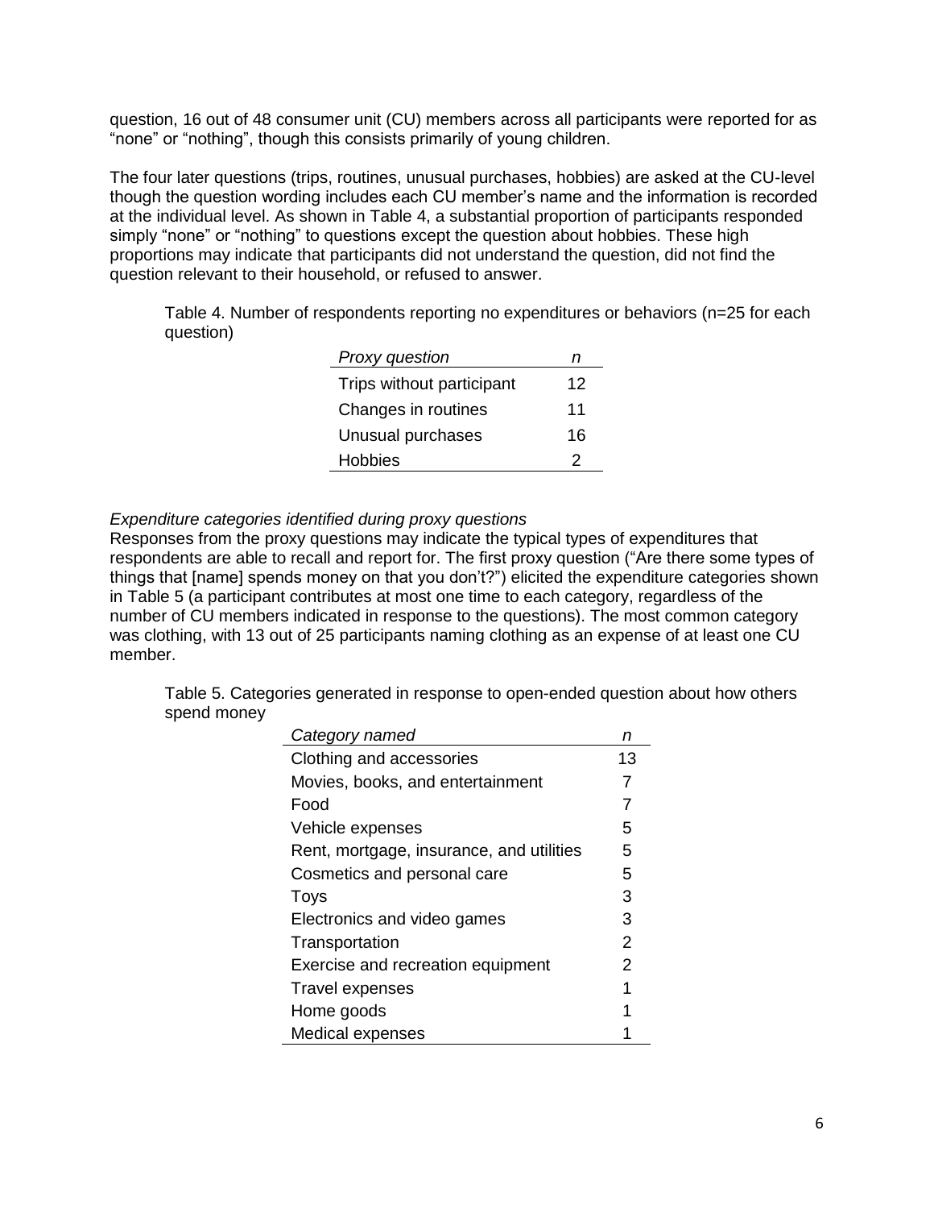question, 16 out of 48 consumer unit (CU) members across all participants were reported for as "none" or "nothing", though this consists primarily of young children.

The four later questions (trips, routines, unusual purchases, hobbies) are asked at the CU-level though the question wording includes each CU member's name and the information is recorded at the individual level. As shown in Table 4, a substantial proportion of participants responded simply "none" or "nothing" to questions except the question about hobbies. These high proportions may indicate that participants did not understand the question, did not find the question relevant to their household, or refused to answer.

Table 4. Number of respondents reporting no expenditures or behaviors (n=25 for each question)

| *Proxy question* | *n* |
|---|---|
| Trips without participant | 12 |
| Changes in routines | 11 |
| Unusual purchases | 16 |
| Hobbies | 2 |

*Expenditure categories identified during proxy questions*

Responses from the proxy questions may indicate the typical types of expenditures that respondents are able to recall and report for. The first proxy question ("Are there some types of things that [name] spends money on that you don't?") elicited the expenditure categories shown in Table 5 (a participant contributes at most one time to each category, regardless of the number of CU members indicated in response to the questions). The most common category was clothing, with 13 out of 25 participants naming clothing as an expense of at least one CU member.

Table 5. Categories generated in response to open-ended question about how others spend money

| *Category named* | *n* |
|---|---|
| Clothing and accessories | 13 |
| Movies, books, and entertainment | 7 |
| Food | 7 |
| Vehicle expenses | 5 |
| Rent, mortgage, insurance, and utilities | 5 |
| Cosmetics and personal care | 5 |
| Toys | 3 |
| Electronics and video games | 3 |
| Transportation | 2 |
| Exercise and recreation equipment | 2 |
| Travel expenses | 1 |
| Home goods | 1 |
| Medical expenses | 1 |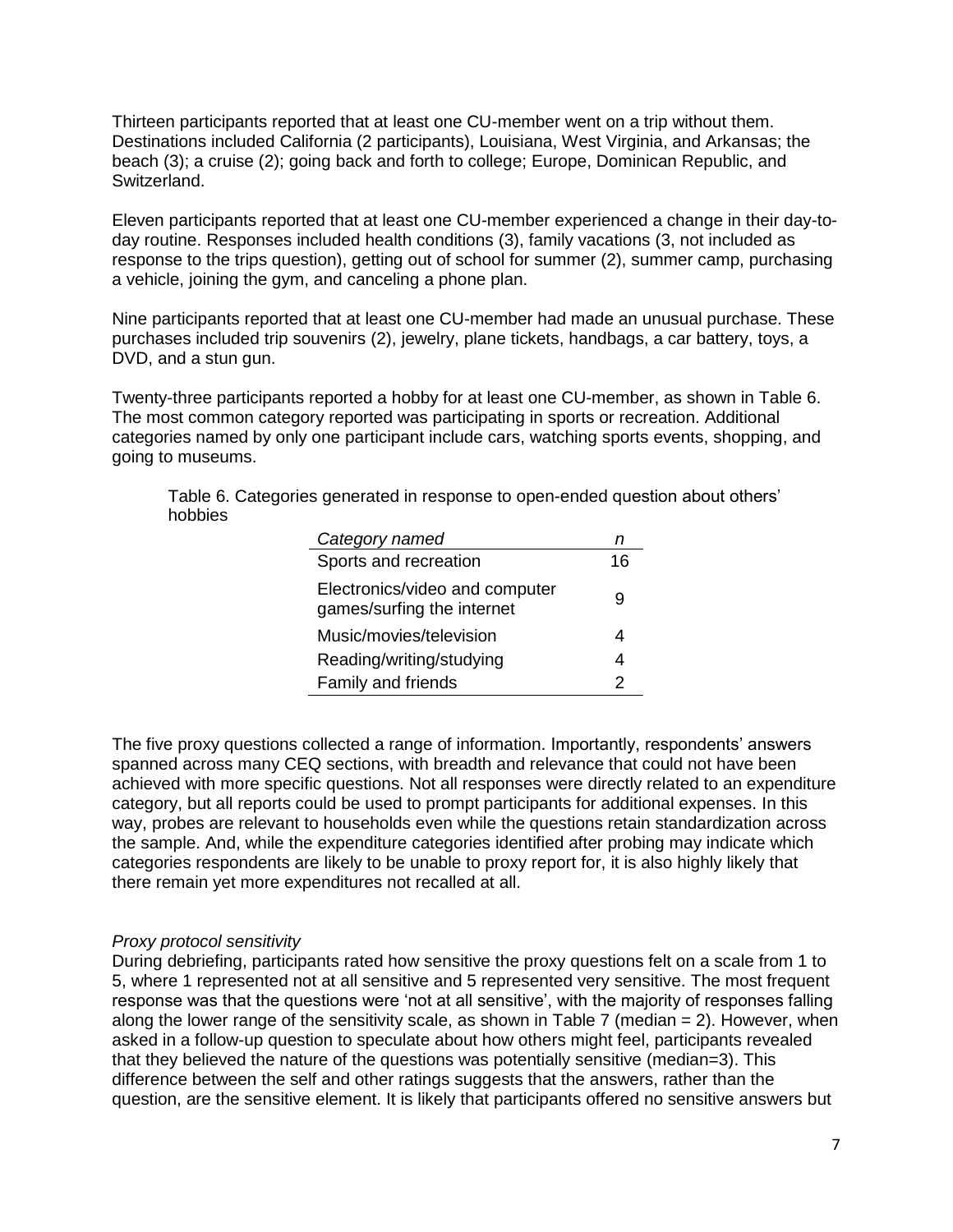Thirteen participants reported that at least one CU-member went on a trip without them. Destinations included California (2 participants), Louisiana, West Virginia, and Arkansas; the beach (3); a cruise (2); going back and forth to college; Europe, Dominican Republic, and Switzerland.

Eleven participants reported that at least one CU-member experienced a change in their day-to-day routine. Responses included health conditions (3), family vacations (3, not included as response to the trips question), getting out of school for summer (2), summer camp, purchasing a vehicle, joining the gym, and canceling a phone plan.

Nine participants reported that at least one CU-member had made an unusual purchase. These purchases included trip souvenirs (2), jewelry, plane tickets, handbags, a car battery, toys, a DVD, and a stun gun.

Twenty-three participants reported a hobby for at least one CU-member, as shown in Table 6. The most common category reported was participating in sports or recreation. Additional categories named by only one participant include cars, watching sports events, shopping, and going to museums.

Table 6. Categories generated in response to open-ended question about others' hobbies

| *Category named* | *n* |
|---|---|
| Sports and recreation | 16 |
| Electronics/video and computer games/surfing the internet | 9 |
| Music/movies/television | 4 |
| Reading/writing/studying | 4 |
| Family and friends | 2 |

The five proxy questions collected a range of information. Importantly, respondents' answers spanned across many CEQ sections, with breadth and relevance that could not have been achieved with more specific questions. Not all responses were directly related to an expenditure category, but all reports could be used to prompt participants for additional expenses. In this way, probes are relevant to households even while the questions retain standardization across the sample. And, while the expenditure categories identified after probing may indicate which categories respondents are likely to be unable to proxy report for, it is also highly likely that there remain yet more expenditures not recalled at all.

*Proxy protocol sensitivity*

During debriefing, participants rated how sensitive the proxy questions felt on a scale from 1 to 5, where 1 represented not at all sensitive and 5 represented very sensitive. The most frequent response was that the questions were 'not at all sensitive', with the majority of responses falling along the lower range of the sensitivity scale, as shown in Table 7 (median = 2). However, when asked in a follow-up question to speculate about how others might feel, participants revealed that they believed the nature of the questions was potentially sensitive (median=3). This difference between the self and other ratings suggests that the answers, rather than the question, are the sensitive element. It is likely that participants offered no sensitive answers but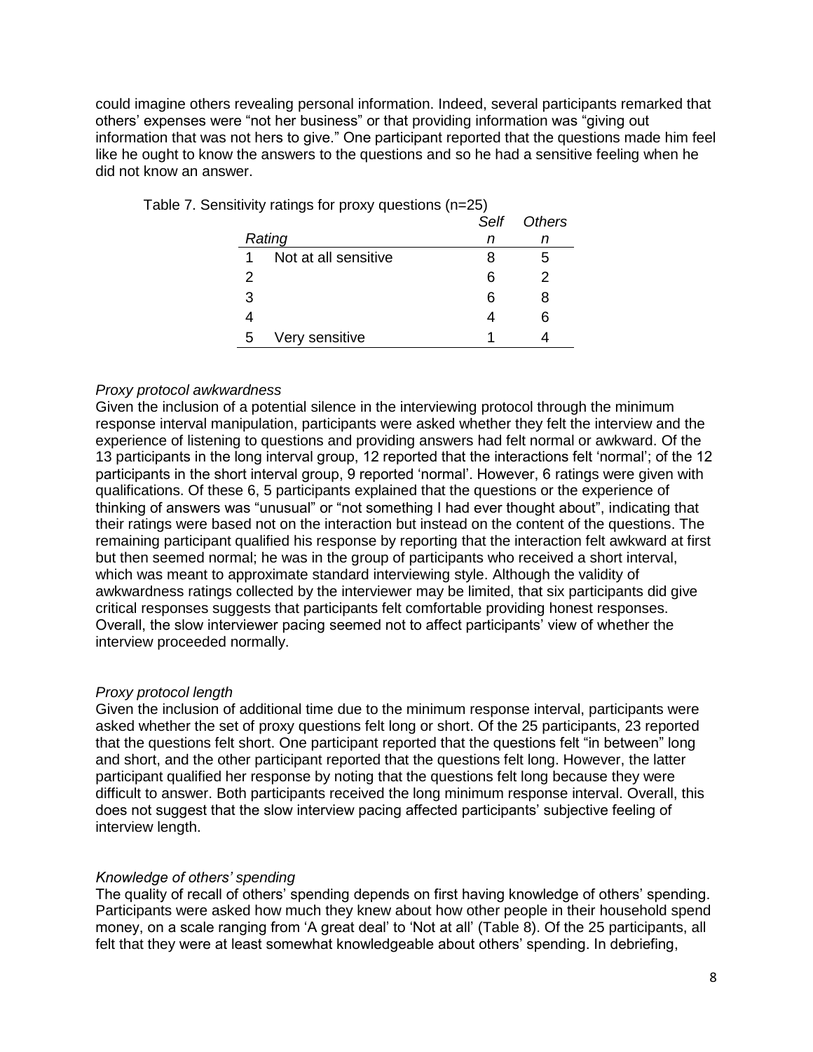could imagine others revealing personal information. Indeed, several participants remarked that others' expenses were "not her business" or that providing information was "giving out information that was not hers to give." One participant reported that the questions made him feel like he ought to know the answers to the questions and so he had a sensitive feeling when he did not know an answer.

Table 7. Sensitivity ratings for proxy questions (n=25)

| *Rating* | | *Self* *n* | *Others* *n* |
|---|---|---|---|
| 1 | Not at all sensitive | 8 | 5 |
| 2 | | 6 | 2 |
| 3 | | 6 | 8 |
| 4 | | 4 | 6 |
| 5 | Very sensitive | 1 | 4 |

*Proxy protocol awkwardness*

Given the inclusion of a potential silence in the interviewing protocol through the minimum response interval manipulation, participants were asked whether they felt the interview and the experience of listening to questions and providing answers had felt normal or awkward. Of the 13 participants in the long interval group, 12 reported that the interactions felt 'normal'; of the 12 participants in the short interval group, 9 reported 'normal'. However, 6 ratings were given with qualifications. Of these 6, 5 participants explained that the questions or the experience of thinking of answers was "unusual" or "not something I had ever thought about", indicating that their ratings were based not on the interaction but instead on the content of the questions. The remaining participant qualified his response by reporting that the interaction felt awkward at first but then seemed normal; he was in the group of participants who received a short interval, which was meant to approximate standard interviewing style. Although the validity of awkwardness ratings collected by the interviewer may be limited, that six participants did give critical responses suggests that participants felt comfortable providing honest responses. Overall, the slow interviewer pacing seemed not to affect participants' view of whether the interview proceeded normally.

*Proxy protocol length*

Given the inclusion of additional time due to the minimum response interval, participants were asked whether the set of proxy questions felt long or short. Of the 25 participants, 23 reported that the questions felt short. One participant reported that the questions felt "in between" long and short, and the other participant reported that the questions felt long. However, the latter participant qualified her response by noting that the questions felt long because they were difficult to answer. Both participants received the long minimum response interval. Overall, this does not suggest that the slow interview pacing affected participants' subjective feeling of interview length.

*Knowledge of others' spending*

The quality of recall of others' spending depends on first having knowledge of others' spending. Participants were asked how much they knew about how other people in their household spend money, on a scale ranging from 'A great deal' to 'Not at all' (Table 8). Of the 25 participants, all felt that they were at least somewhat knowledgeable about others' spending. In debriefing,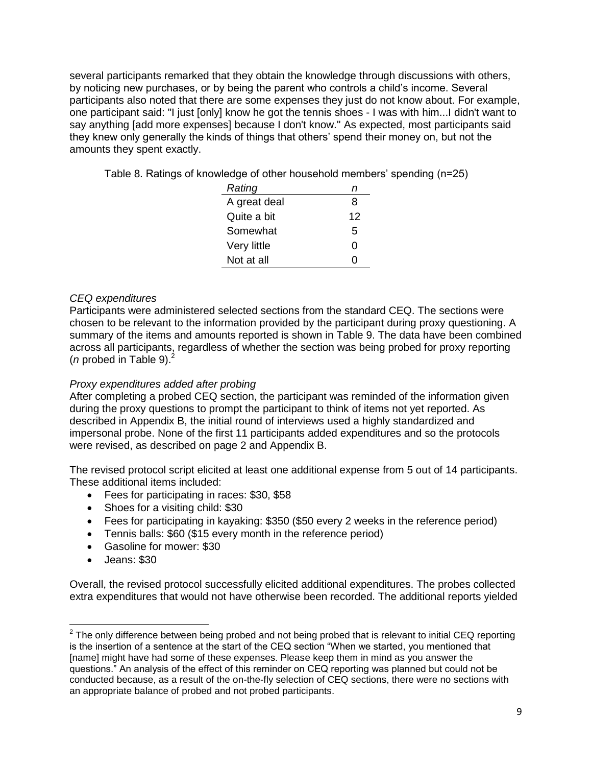several participants remarked that they obtain the knowledge through discussions with others, by noticing new purchases, or by being the parent who controls a child's income. Several participants also noted that there are some expenses they just do not know about. For example, one participant said: "I just [only] know he got the tennis shoes - I was with him...I didn't want to say anything [add more expenses] because I don't know." As expected, most participants said they knew only generally the kinds of things that others' spend their money on, but not the amounts they spent exactly.

Table 8. Ratings of knowledge of other household members' spending (n=25)

| *Rating* | *n* |
|---|---|
| A great deal | 8 |
| Quite a bit | 12 |
| Somewhat | 5 |
| Very little | 0 |
| Not at all | 0 |

*CEQ expenditures*

Participants were administered selected sections from the standard CEQ. The sections were chosen to be relevant to the information provided by the participant during proxy questioning. A summary of the items and amounts reported is shown in Table 9. The data have been combined across all participants, regardless of whether the section was being probed for proxy reporting (*n* probed in Table 9).[2]

*Proxy expenditures added after probing*

After completing a probed CEQ section, the participant was reminded of the information given during the proxy questions to prompt the participant to think of items not yet reported. As described in Appendix B, the initial round of interviews used a highly standardized and impersonal probe. None of the first 11 participants added expenditures and so the protocols were revised, as described on page 2 and Appendix B.

The revised protocol script elicited at least one additional expense from 5 out of 14 participants. These additional items included:

- Fees for participating in races: $30, $58
- Shoes for a visiting child: $30
- Fees for participating in kayaking: $350 ($50 every 2 weeks in the reference period)
- Tennis balls: $60 ($15 every month in the reference period)
- Gasoline for mower: $30
- Jeans: $30

Overall, the revised protocol successfully elicited additional expenditures. The probes collected extra expenditures that would not have otherwise been recorded. The additional reports yielded

[2] The only difference between being probed and not being probed that is relevant to initial CEQ reporting is the insertion of a sentence at the start of the CEQ section "When we started, you mentioned that [name] might have had some of these expenses. Please keep them in mind as you answer the questions." An analysis of the effect of this reminder on CEQ reporting was planned but could not be conducted because, as a result of the on-the-fly selection of CEQ sections, there were no sections with an appropriate balance of probed and not probed participants.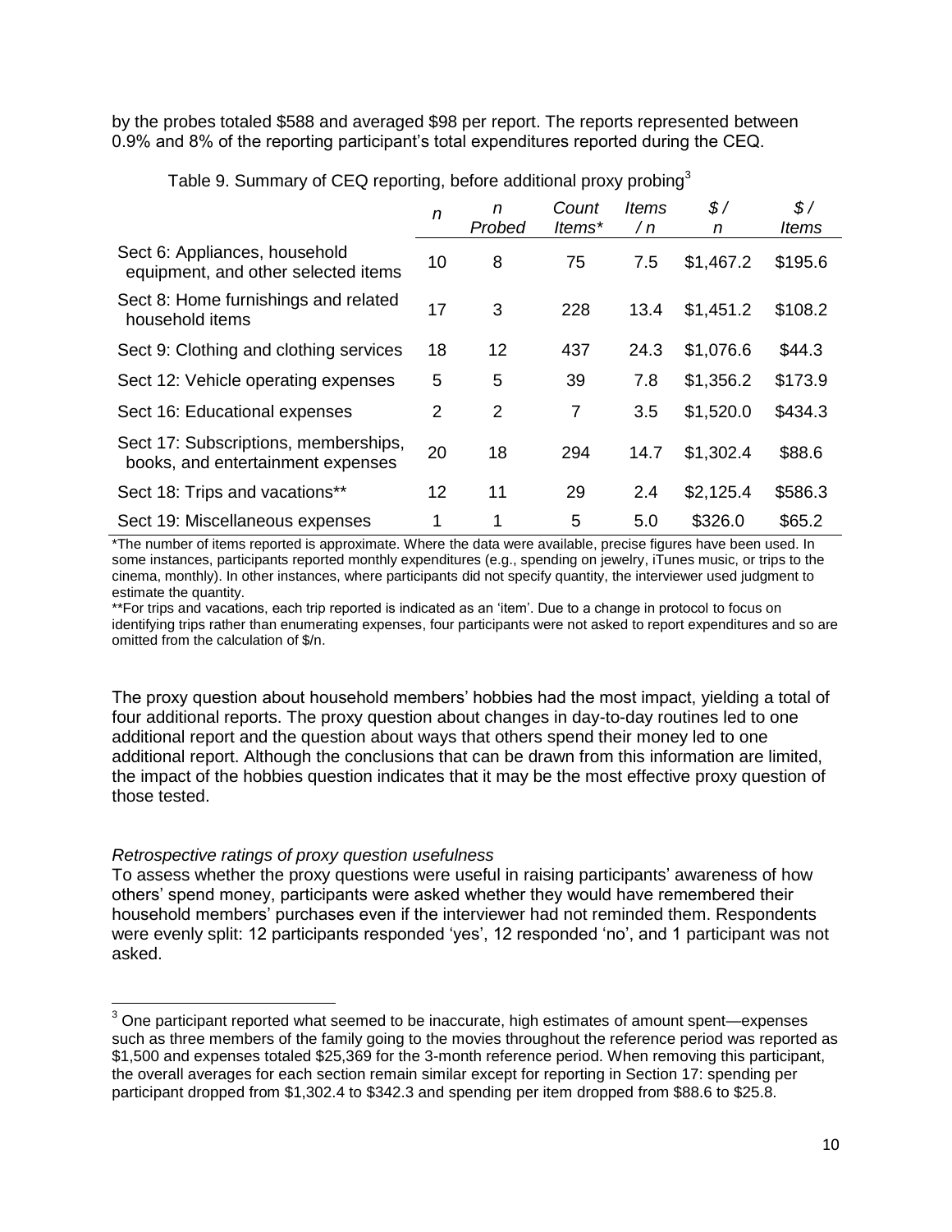by the probes totaled $588 and averaged $98 per report. The reports represented between 0.9% and 8% of the reporting participant's total expenditures reported during the CEQ.

Table 9. Summary of CEQ reporting, before additional proxy probing[3]

| | *n* | *n Probed* | *Count Items** | *Items / n* | *$ / n* | *$ / Items* |
|---|---|---|---|---|---|---|
| Sect 6: Appliances, household equipment, and other selected items | 10 | 8 | 75 | 7.5 | $1,467.2 | $195.6 |
| Sect 8: Home furnishings and related household items | 17 | 3 | 228 | 13.4 | $1,451.2 | $108.2 |
| Sect 9: Clothing and clothing services | 18 | 12 | 437 | 24.3 | $1,076.6 | $44.3 |
| Sect 12: Vehicle operating expenses | 5 | 5 | 39 | 7.8 | $1,356.2 | $173.9 |
| Sect 16: Educational expenses | 2 | 2 | 7 | 3.5 | $1,520.0 | $434.3 |
| Sect 17: Subscriptions, memberships, books, and entertainment expenses | 20 | 18 | 294 | 14.7 | $1,302.4 | $88.6 |
| Sect 18: Trips and vacations** | 12 | 11 | 29 | 2.4 | $2,125.4 | $586.3 |
| Sect 19: Miscellaneous expenses | 1 | 1 | 5 | 5.0 | $326.0 | $65.2 |

*The number of items reported is approximate. Where the data were available, precise figures have been used. In some instances, participants reported monthly expenditures (e.g., spending on jewelry, iTunes music, or trips to the cinema, monthly). In other instances, where participants did not specify quantity, the interviewer used judgment to estimate the quantity.

**For trips and vacations, each trip reported is indicated as an 'item'. Due to a change in protocol to focus on identifying trips rather than enumerating expenses, four participants were not asked to report expenditures and so are omitted from the calculation of $/n.

The proxy question about household members' hobbies had the most impact, yielding a total of four additional reports. The proxy question about changes in day-to-day routines led to one additional report and the question about ways that others spend their money led to one additional report. Although the conclusions that can be drawn from this information are limited, the impact of the hobbies question indicates that it may be the most effective proxy question of those tested.

*Retrospective ratings of proxy question usefulness*

To assess whether the proxy questions were useful in raising participants' awareness of how others' spend money, participants were asked whether they would have remembered their household members' purchases even if the interviewer had not reminded them. Respondents were evenly split: 12 participants responded 'yes', 12 responded 'no', and 1 participant was not asked.

[3] One participant reported what seemed to be inaccurate, high estimates of amount spent—expenses such as three members of the family going to the movies throughout the reference period was reported as $1,500 and expenses totaled $25,369 for the 3-month reference period. When removing this participant, the overall averages for each section remain similar except for reporting in Section 17: spending per participant dropped from $1,302.4 to $342.3 and spending per item dropped from $88.6 to $25.8.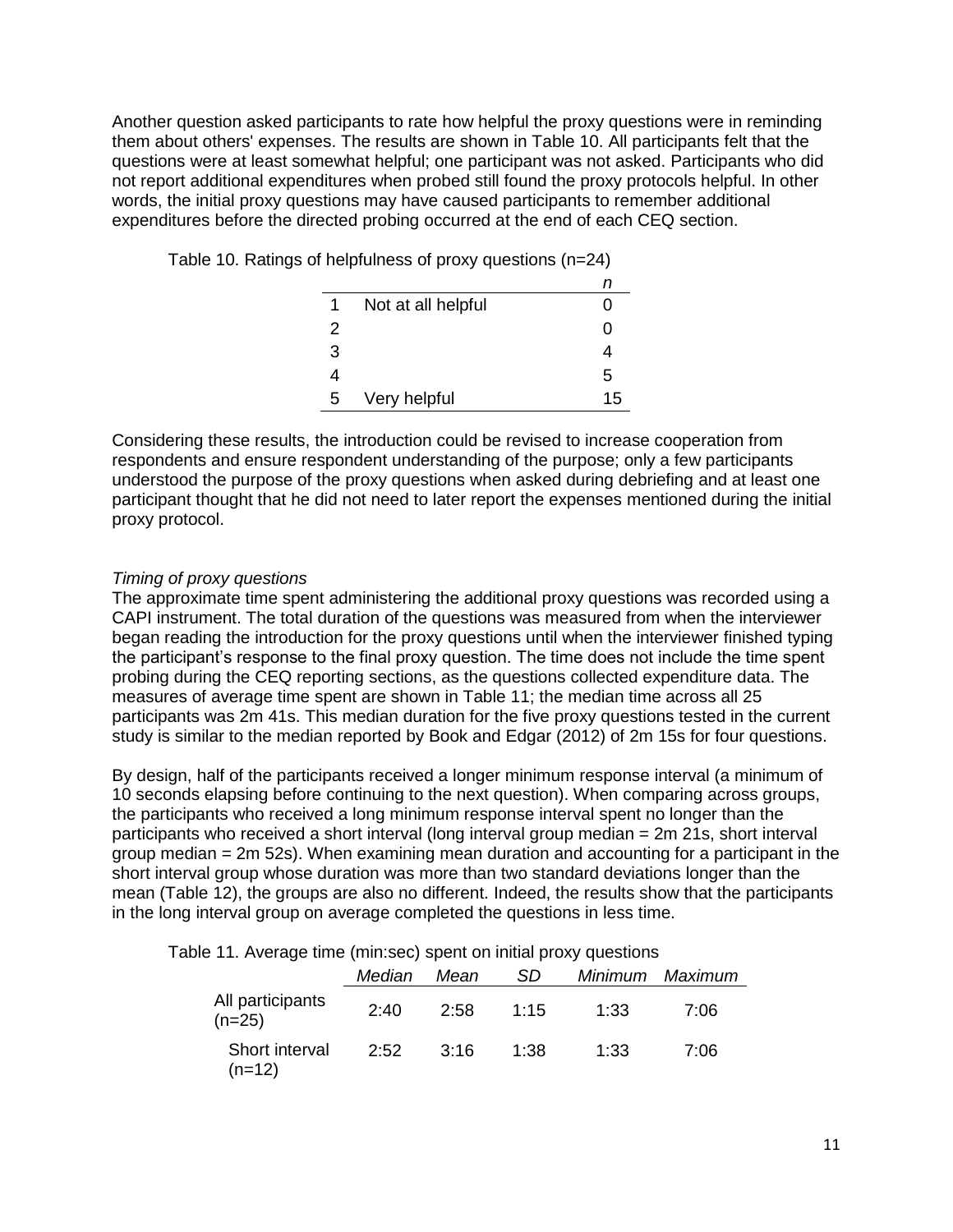Another question asked participants to rate how helpful the proxy questions were in reminding them about others' expenses. The results are shown in Table 10. All participants felt that the questions were at least somewhat helpful; one participant was not asked. Participants who did not report additional expenditures when probed still found the proxy protocols helpful. In other words, the initial proxy questions may have caused participants to remember additional expenditures before the directed probing occurred at the end of each CEQ section.

Table 10. Ratings of helpfulness of proxy questions (n=24)

| | | *n* |
|---|---|---|
| 1 | Not at all helpful | 0 |
| 2 | | 0 |
| 3 | | 4 |
| 4 | | 5 |
| 5 | Very helpful | 15 |

Considering these results, the introduction could be revised to increase cooperation from respondents and ensure respondent understanding of the purpose; only a few participants understood the purpose of the proxy questions when asked during debriefing and at least one participant thought that he did not need to later report the expenses mentioned during the initial proxy protocol.

*Timing of proxy questions*

The approximate time spent administering the additional proxy questions was recorded using a CAPI instrument. The total duration of the questions was measured from when the interviewer began reading the introduction for the proxy questions until when the interviewer finished typing the participant's response to the final proxy question. The time does not include the time spent probing during the CEQ reporting sections, as the questions collected expenditure data. The measures of average time spent are shown in Table 11; the median time across all 25 participants was 2m 41s. This median duration for the five proxy questions tested in the current study is similar to the median reported by Book and Edgar (2012) of 2m 15s for four questions.

By design, half of the participants received a longer minimum response interval (a minimum of 10 seconds elapsing before continuing to the next question). When comparing across groups, the participants who received a long minimum response interval spent no longer than the participants who received a short interval (long interval group median = 2m 21s, short interval group median = 2m 52s). When examining mean duration and accounting for a participant in the short interval group whose duration was more than two standard deviations longer than the mean (Table 12), the groups are also no different. Indeed, the results show that the participants in the long interval group on average completed the questions in less time.

Table 11. Average time (min:sec) spent on initial proxy questions

| | *Median* | *Mean* | *SD* | *Minimum* | *Maximum* |
|---|---|---|---|---|---|
| All participants (n=25) | 2:40 | 2:58 | 1:15 | 1:33 | 7:06 |
| Short interval (n=12) | 2:52 | 3:16 | 1:38 | 1:33 | 7:06 |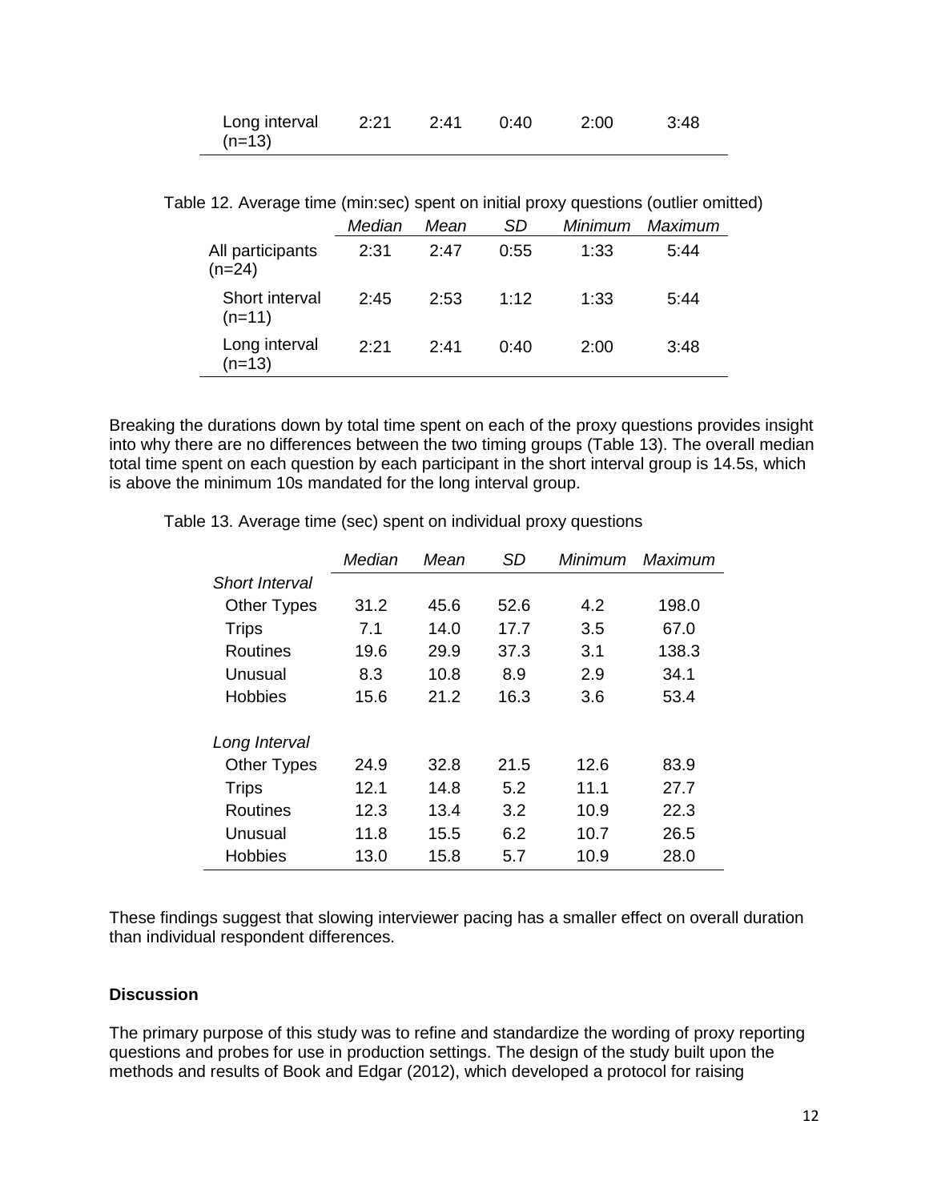| Long interval (n=13) | 2:21 | 2:41 | 0:40 | 2:00 | 3:48 |
|---|---|---|---|---|---|

Table 12. Average time (min:sec) spent on initial proxy questions (outlier omitted)

| | *Median* | *Mean* | *SD* | *Minimum* | *Maximum* |
|---|---|---|---|---|---|
| All participants (n=24) | 2:31 | 2:47 | 0:55 | 1:33 | 5:44 |
| Short interval (n=11) | 2:45 | 2:53 | 1:12 | 1:33 | 5:44 |
| Long interval (n=13) | 2:21 | 2:41 | 0:40 | 2:00 | 3:48 |

Breaking the durations down by total time spent on each of the proxy questions provides insight into why there are no differences between the two timing groups (Table 13). The overall median total time spent on each question by each participant in the short interval group is 14.5s, which is above the minimum 10s mandated for the long interval group.

Table 13. Average time (sec) spent on individual proxy questions

| | *Median* | *Mean* | *SD* | *Minimum* | *Maximum* |
|---|---|---|---|---|---|
| *Short Interval* | | | | | |
| Other Types | 31.2 | 45.6 | 52.6 | 4.2 | 198.0 |
| Trips | 7.1 | 14.0 | 17.7 | 3.5 | 67.0 |
| Routines | 19.6 | 29.9 | 37.3 | 3.1 | 138.3 |
| Unusual | 8.3 | 10.8 | 8.9 | 2.9 | 34.1 |
| Hobbies | 15.6 | 21.2 | 16.3 | 3.6 | 53.4 |
| *Long Interval* | | | | | |
| Other Types | 24.9 | 32.8 | 21.5 | 12.6 | 83.9 |
| Trips | 12.1 | 14.8 | 5.2 | 11.1 | 27.7 |
| Routines | 12.3 | 13.4 | 3.2 | 10.9 | 22.3 |
| Unusual | 11.8 | 15.5 | 6.2 | 10.7 | 26.5 |
| Hobbies | 13.0 | 15.8 | 5.7 | 10.9 | 28.0 |

These findings suggest that slowing interviewer pacing has a smaller effect on overall duration than individual respondent differences.

**Discussion**

The primary purpose of this study was to refine and standardize the wording of proxy reporting questions and probes for use in production settings. The design of the study built upon the methods and results of Book and Edgar (2012), which developed a protocol for raising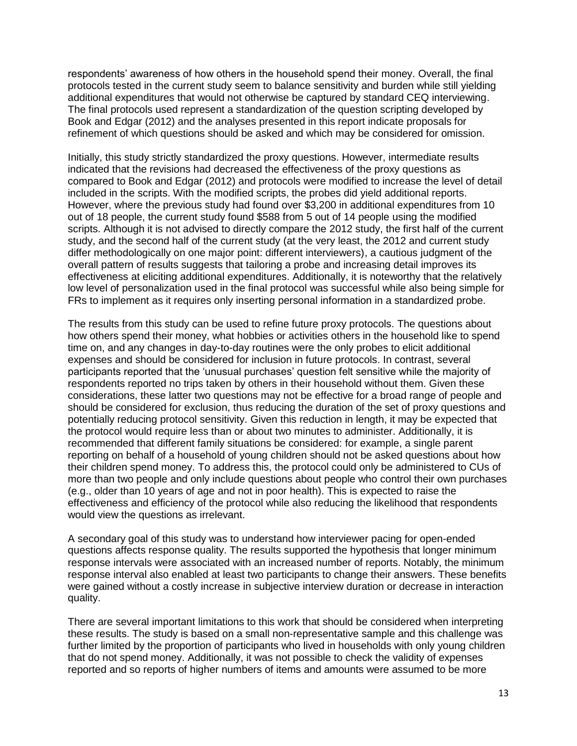respondents' awareness of how others in the household spend their money. Overall, the final protocols tested in the current study seem to balance sensitivity and burden while still yielding additional expenditures that would not otherwise be captured by standard CEQ interviewing. The final protocols used represent a standardization of the question scripting developed by Book and Edgar (2012) and the analyses presented in this report indicate proposals for refinement of which questions should be asked and which may be considered for omission.

Initially, this study strictly standardized the proxy questions. However, intermediate results indicated that the revisions had decreased the effectiveness of the proxy questions as compared to Book and Edgar (2012) and protocols were modified to increase the level of detail included in the scripts. With the modified scripts, the probes did yield additional reports. However, where the previous study had found over $3,200 in additional expenditures from 10 out of 18 people, the current study found $588 from 5 out of 14 people using the modified scripts. Although it is not advised to directly compare the 2012 study, the first half of the current study, and the second half of the current study (at the very least, the 2012 and current study differ methodologically on one major point: different interviewers), a cautious judgment of the overall pattern of results suggests that tailoring a probe and increasing detail improves its effectiveness at eliciting additional expenditures. Additionally, it is noteworthy that the relatively low level of personalization used in the final protocol was successful while also being simple for FRs to implement as it requires only inserting personal information in a standardized probe.

The results from this study can be used to refine future proxy protocols. The questions about how others spend their money, what hobbies or activities others in the household like to spend time on, and any changes in day-to-day routines were the only probes to elicit additional expenses and should be considered for inclusion in future protocols. In contrast, several participants reported that the 'unusual purchases' question felt sensitive while the majority of respondents reported no trips taken by others in their household without them. Given these considerations, these latter two questions may not be effective for a broad range of people and should be considered for exclusion, thus reducing the duration of the set of proxy questions and potentially reducing protocol sensitivity. Given this reduction in length, it may be expected that the protocol would require less than or about two minutes to administer. Additionally, it is recommended that different family situations be considered: for example, a single parent reporting on behalf of a household of young children should not be asked questions about how their children spend money. To address this, the protocol could only be administered to CUs of more than two people and only include questions about people who control their own purchases (e.g., older than 10 years of age and not in poor health). This is expected to raise the effectiveness and efficiency of the protocol while also reducing the likelihood that respondents would view the questions as irrelevant.

A secondary goal of this study was to understand how interviewer pacing for open-ended questions affects response quality. The results supported the hypothesis that longer minimum response intervals were associated with an increased number of reports. Notably, the minimum response interval also enabled at least two participants to change their answers. These benefits were gained without a costly increase in subjective interview duration or decrease in interaction quality.

There are several important limitations to this work that should be considered when interpreting these results. The study is based on a small non-representative sample and this challenge was further limited by the proportion of participants who lived in households with only young children that do not spend money. Additionally, it was not possible to check the validity of expenses reported and so reports of higher numbers of items and amounts were assumed to be more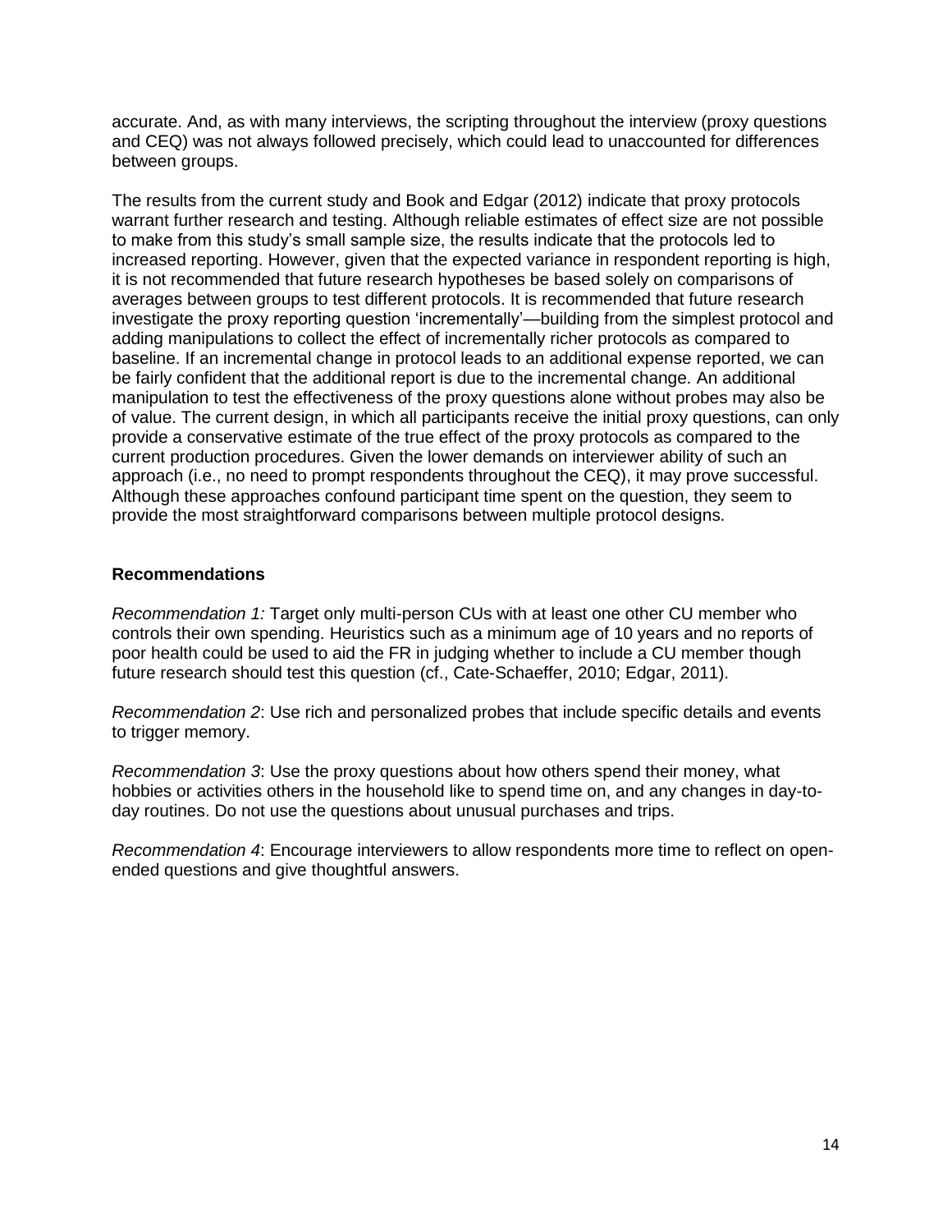accurate. And, as with many interviews, the scripting throughout the interview (proxy questions and CEQ) was not always followed precisely, which could lead to unaccounted for differences between groups.

The results from the current study and Book and Edgar (2012) indicate that proxy protocols warrant further research and testing. Although reliable estimates of effect size are not possible to make from this study's small sample size, the results indicate that the protocols led to increased reporting. However, given that the expected variance in respondent reporting is high, it is not recommended that future research hypotheses be based solely on comparisons of averages between groups to test different protocols. It is recommended that future research investigate the proxy reporting question 'incrementally'—building from the simplest protocol and adding manipulations to collect the effect of incrementally richer protocols as compared to baseline. If an incremental change in protocol leads to an additional expense reported, we can be fairly confident that the additional report is due to the incremental change. An additional manipulation to test the effectiveness of the proxy questions alone without probes may also be of value. The current design, in which all participants receive the initial proxy questions, can only provide a conservative estimate of the true effect of the proxy protocols as compared to the current production procedures. Given the lower demands on interviewer ability of such an approach (i.e., no need to prompt respondents throughout the CEQ), it may prove successful. Although these approaches confound participant time spent on the question, they seem to provide the most straightforward comparisons between multiple protocol designs.

## Recommendations

*Recommendation 1:* Target only multi-person CUs with at least one other CU member who controls their own spending. Heuristics such as a minimum age of 10 years and no reports of poor health could be used to aid the FR in judging whether to include a CU member though future research should test this question (cf., Cate-Schaeffer, 2010; Edgar, 2011).

*Recommendation 2*: Use rich and personalized probes that include specific details and events to trigger memory.

*Recommendation 3*: Use the proxy questions about how others spend their money, what hobbies or activities others in the household like to spend time on, and any changes in day-to-day routines. Do not use the questions about unusual purchases and trips.

*Recommendation 4*: Encourage interviewers to allow respondents more time to reflect on open-ended questions and give thoughtful answers.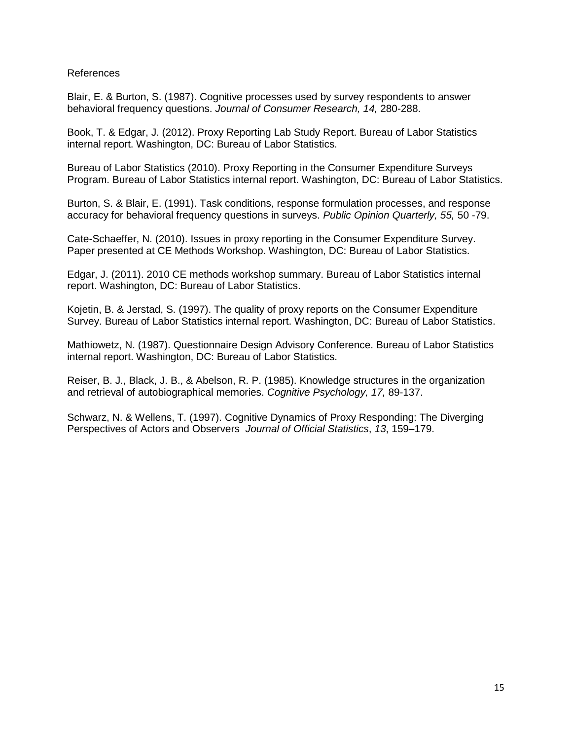References

Blair, E. & Burton, S. (1987). Cognitive processes used by survey respondents to answer behavioral frequency questions. *Journal of Consumer Research, 14,* 280-288.

Book, T. & Edgar, J. (2012). Proxy Reporting Lab Study Report. Bureau of Labor Statistics internal report. Washington, DC: Bureau of Labor Statistics.

Bureau of Labor Statistics (2010). Proxy Reporting in the Consumer Expenditure Surveys Program. Bureau of Labor Statistics internal report. Washington, DC: Bureau of Labor Statistics.

Burton, S. & Blair, E. (1991). Task conditions, response formulation processes, and response accuracy for behavioral frequency questions in surveys. *Public Opinion Quarterly, 55,* 50 -79.

Cate-Schaeffer, N. (2010). Issues in proxy reporting in the Consumer Expenditure Survey. Paper presented at CE Methods Workshop. Washington, DC: Bureau of Labor Statistics.

Edgar, J. (2011). 2010 CE methods workshop summary. Bureau of Labor Statistics internal report. Washington, DC: Bureau of Labor Statistics.

Kojetin, B. & Jerstad, S. (1997). The quality of proxy reports on the Consumer Expenditure Survey. Bureau of Labor Statistics internal report. Washington, DC: Bureau of Labor Statistics.

Mathiowetz, N. (1987). Questionnaire Design Advisory Conference. Bureau of Labor Statistics internal report. Washington, DC: Bureau of Labor Statistics.

Reiser, B. J., Black, J. B., & Abelson, R. P. (1985). Knowledge structures in the organization and retrieval of autobiographical memories. *Cognitive Psychology, 17,* 89-137.

Schwarz, N. & Wellens, T. (1997). Cognitive Dynamics of Proxy Responding: The Diverging Perspectives of Actors and Observers *Journal of Official Statistics*, *13*, 159–179.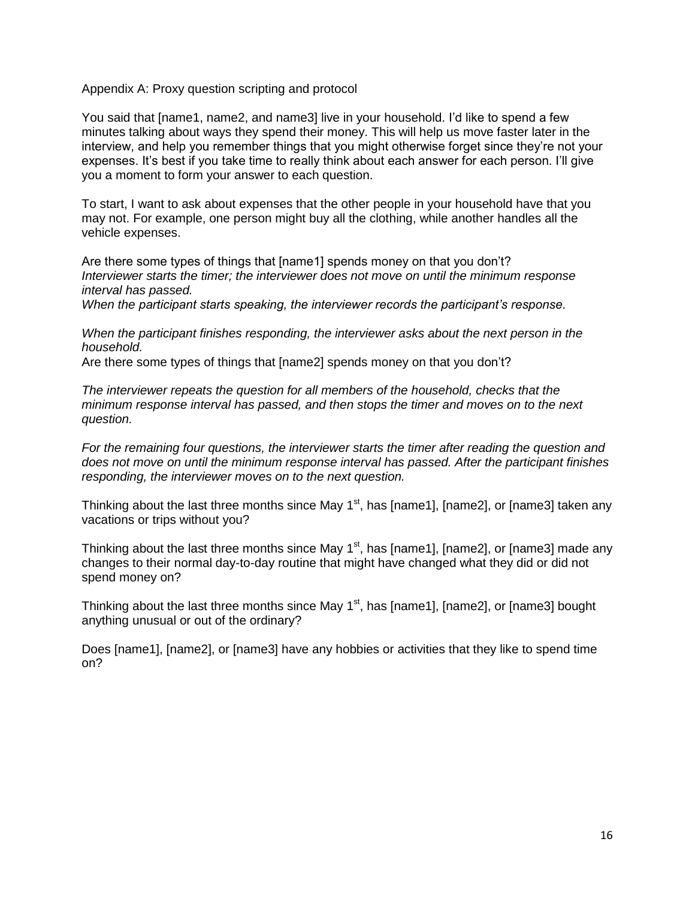Appendix A: Proxy question scripting and protocol

You said that [name1, name2, and name3] live in your household. I'd like to spend a few minutes talking about ways they spend their money. This will help us move faster later in the interview, and help you remember things that you might otherwise forget since they're not your expenses. It's best if you take time to really think about each answer for each person. I'll give you a moment to form your answer to each question.

To start, I want to ask about expenses that the other people in your household have that you may not. For example, one person might buy all the clothing, while another handles all the vehicle expenses.

Are there some types of things that [name1] spends money on that you don't?
*Interviewer starts the timer; the interviewer does not move on until the minimum response interval has passed.*
*When the participant starts speaking, the interviewer records the participant's response.*

*When the participant finishes responding, the interviewer asks about the next person in the household.*
Are there some types of things that [name2] spends money on that you don't?

*The interviewer repeats the question for all members of the household, checks that the minimum response interval has passed, and then stops the timer and moves on to the next question.*

*For the remaining four questions, the interviewer starts the timer after reading the question and does not move on until the minimum response interval has passed. After the participant finishes responding, the interviewer moves on to the next question.*

Thinking about the last three months since May 1st, has [name1], [name2], or [name3] taken any vacations or trips without you?

Thinking about the last three months since May 1st, has [name1], [name2], or [name3] made any changes to their normal day-to-day routine that might have changed what they did or did not spend money on?

Thinking about the last three months since May 1st, has [name1], [name2], or [name3] bought anything unusual or out of the ordinary?

Does [name1], [name2], or [name3] have any hobbies or activities that they like to spend time on?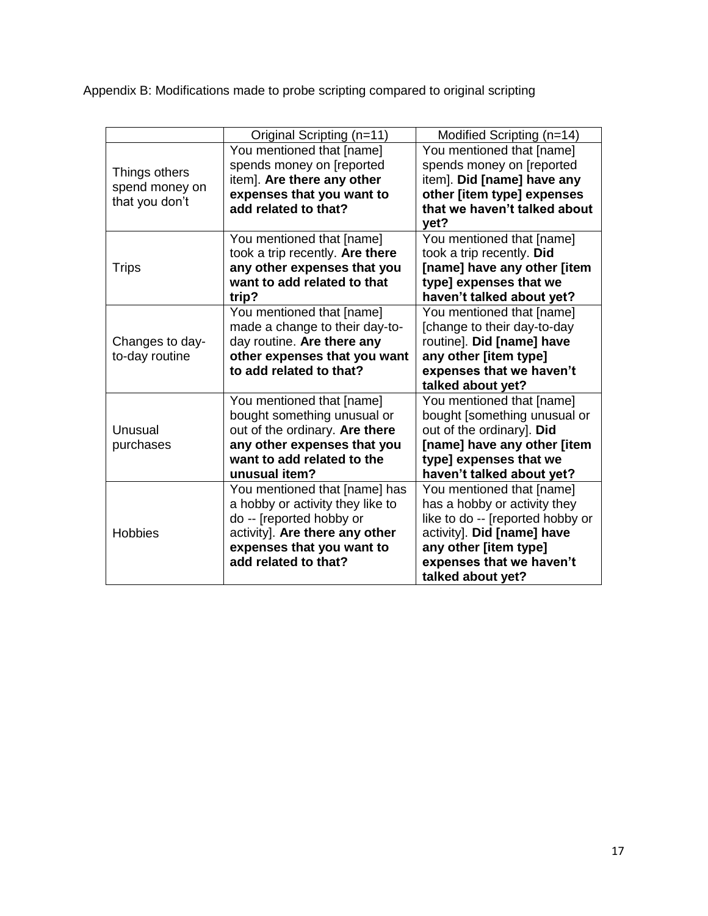Appendix B: Modifications made to probe scripting compared to original scripting

| | Original Scripting (n=11) | Modified Scripting (n=14) |
|---|---|---|
| Things others spend money on that you don't | You mentioned that [name] spends money on [reported item]. **Are there any other expenses that you want to add related to that?** | You mentioned that [name] spends money on [reported item]. **Did [name] have any other [item type] expenses that we haven't talked about yet?** |
| Trips | You mentioned that [name] took a trip recently. **Are there any other expenses that you want to add related to that trip?** | You mentioned that [name] took a trip recently. **Did [name] have any other [item type] expenses that we haven't talked about yet?** |
| Changes to day-to-day routine | You mentioned that [name] made a change to their day-to-day routine. **Are there any other expenses that you want to add related to that?** | You mentioned that [name] [change to their day-to-day routine]. **Did [name] have any other [item type] expenses that we haven't talked about yet?** |
| Unusual purchases | You mentioned that [name] bought something unusual or out of the ordinary. **Are there any other expenses that you want to add related to the unusual item?** | You mentioned that [name] bought [something unusual or out of the ordinary]. **Did [name] have any other [item type] expenses that we haven't talked about yet?** |
| Hobbies | You mentioned that [name] has a hobby or activity they like to do -- [reported hobby or activity]. **Are there any other expenses that you want to add related to that?** | You mentioned that [name] has a hobby or activity they like to do -- [reported hobby or activity]. **Did [name] have any other [item type] expenses that we haven't talked about yet?** |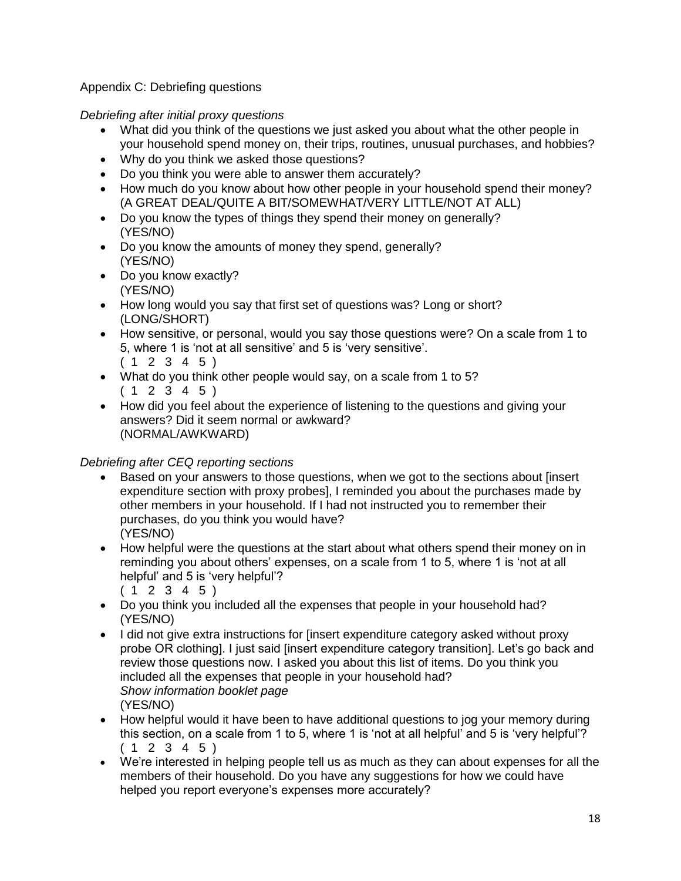Appendix C: Debriefing questions

*Debriefing after initial proxy questions*

- What did you think of the questions we just asked you about what the other people in your household spend money on, their trips, routines, unusual purchases, and hobbies?
- Why do you think we asked those questions?
- Do you think you were able to answer them accurately?
- How much do you know about how other people in your household spend their money? (A GREAT DEAL/QUITE A BIT/SOMEWHAT/VERY LITTLE/NOT AT ALL)
- Do you know the types of things they spend their money on generally? (YES/NO)
- Do you know the amounts of money they spend, generally? (YES/NO)
- Do you know exactly? (YES/NO)
- How long would you say that first set of questions was? Long or short? (LONG/SHORT)
- How sensitive, or personal, would you say those questions were? On a scale from 1 to 5, where 1 is 'not at all sensitive' and 5 is 'very sensitive'. ( 1 2 3 4 5 )
- What do you think other people would say, on a scale from 1 to 5? ( 1 2 3 4 5 )
- How did you feel about the experience of listening to the questions and giving your answers? Did it seem normal or awkward? (NORMAL/AWKWARD)

*Debriefing after CEQ reporting sections*

- Based on your answers to those questions, when we got to the sections about [insert expenditure section with proxy probes], I reminded you about the purchases made by other members in your household. If I had not instructed you to remember their purchases, do you think you would have? (YES/NO)
- How helpful were the questions at the start about what others spend their money on in reminding you about others' expenses, on a scale from 1 to 5, where 1 is 'not at all helpful' and 5 is 'very helpful'? ( 1 2 3 4 5 )
- Do you think you included all the expenses that people in your household had? (YES/NO)
- I did not give extra instructions for [insert expenditure category asked without proxy probe OR clothing]. I just said [insert expenditure category transition]. Let's go back and review those questions now. I asked you about this list of items. Do you think you included all the expenses that people in your household had? *Show information booklet page* (YES/NO)
- How helpful would it have been to have additional questions to jog your memory during this section, on a scale from 1 to 5, where 1 is 'not at all helpful' and 5 is 'very helpful'? ( 1 2 3 4 5 )
- We're interested in helping people tell us as much as they can about expenses for all the members of their household. Do you have any suggestions for how we could have helped you report everyone's expenses more accurately?